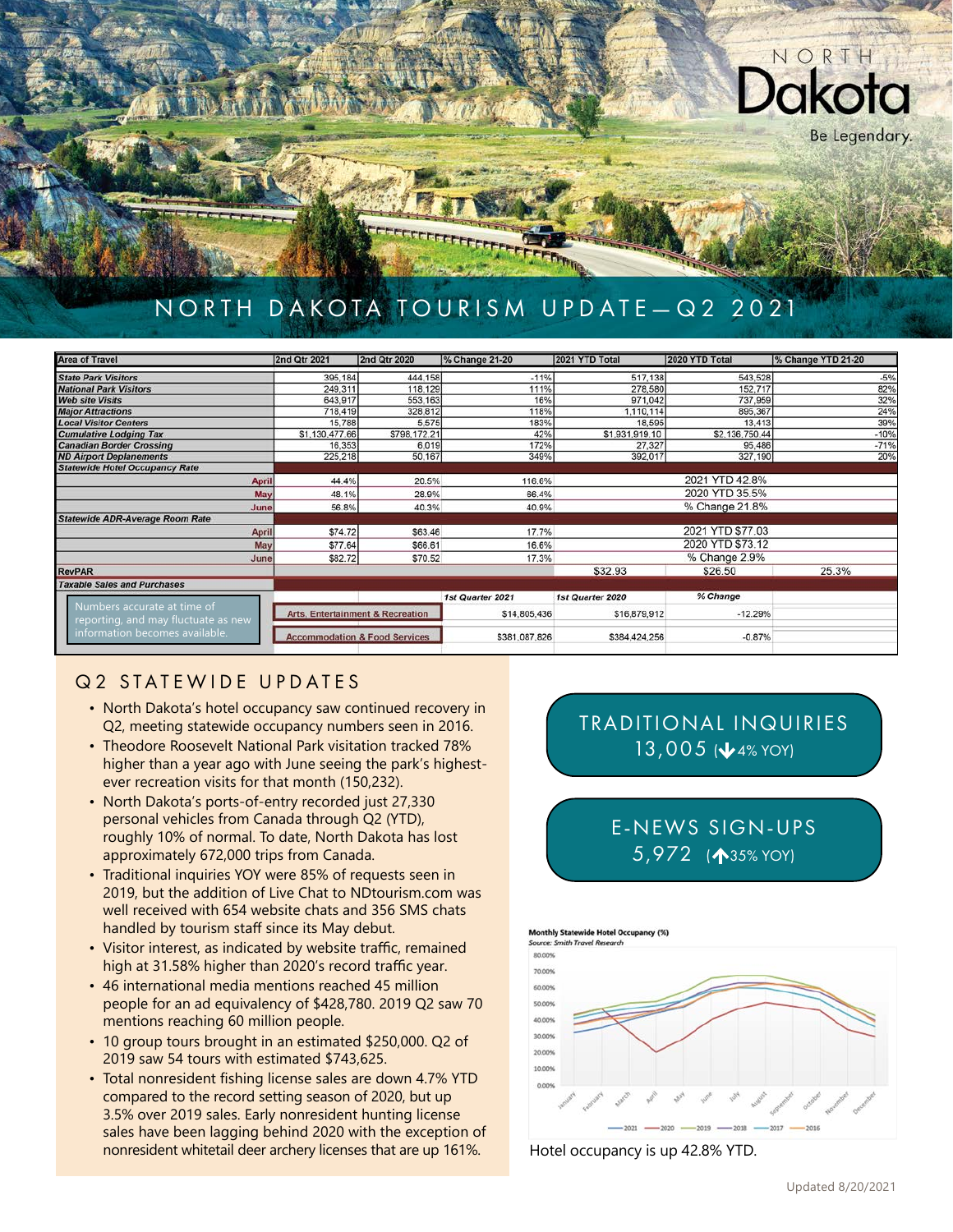NORTH Dakota

Be Legendary.

# NORTH DAKOTA TOURISM UPDATE—Q2 2021

| Area of Travel | 2nd Qtr 2021 | 2nd Qtr 2020 | % Change 21-20 | 2021 YTD Total | 2020 YTD Total | % Change YTD 21-20 |
|---|---|---|---|---|---|---|
| State Park Visitors | 395,184 | 444,158 | -11% | 517,138 | 543,528 | -5% |
| National Park Visitors | 249,311 | 118,129 | 111% | 278,580 | 152,717 | 82% |
| Web site Visits | 643,917 | 553,163 | 16% | 971,042 | 737,959 | 32% |
| Major Attractions | 718,419 | 328,812 | 118% | 1,110,114 | 895,367 | 24% |
| Local Visitor Centers | 15,788 | 5,575 | 183% | 18,595 | 13,413 | 39% |
| Cumulative Lodging Tax | $1,130,477.66 | $798,172.21 | 42% | $1,931,919.10 | $2,136,750.44 | -10% |
| Canadian Border Crossing | 16,353 | 6,019 | 172% | 27,327 | 95,486 | -71% |
| ND Airport Deplanements | 225,218 | 50,167 | 349% | 392,017 | 327,190 | 20% |
| Statewide Hotel Occupancy Rate | | | | | | |
| April | 44.4% | 20.5% | 116.6% | 2021 YTD 42.8% | | |
| May | 48.1% | 28.9% | 66.4% | 2020 YTD 35.5% | | |
| June | 56.8% | 40.3% | 40.9% | % Change 21.8% | | |
| Statewide ADR-Average Room Rate | | | | | | |
| April | $74.72 | $63.46 | 17.7% | 2021 YTD $77.03 | | |
| May | $77.64 | $66.61 | 16.6% | 2020 YTD $73.12 | | |
| June | $82.72 | $70.52 | 17.3% | % Change 2.9% | | |
| RevPAR | | | | $32.93 | $26.50 | 25.3% |
| Taxable Sales and Purchases | | | | | | |
| | | | 1st Quarter 2021 | 1st Quarter 2020 | % Change | |
| | Arts, Entertainment & Recreation | | $14,805,436 | $16,879,912 | -12.29% | |
| | Accommodation & Food Services | | $381,087,826 | $384,424,256 | -0.87% | |

Numbers accurate at time of reporting, and may fluctuate as new information becomes available.

## Q2 STATEWIDE UPDATES

- North Dakota's hotel occupancy saw continued recovery in Q2, meeting statewide occupancy numbers seen in 2016.
- Theodore Roosevelt National Park visitation tracked 78% higher than a year ago with June seeing the park's highest-ever recreation visits for that month (150,232).
- North Dakota's ports-of-entry recorded just 27,330 personal vehicles from Canada through Q2 (YTD), roughly 10% of normal. To date, North Dakota has lost approximately 672,000 trips from Canada.
- Traditional inquiries YOY were 85% of requests seen in 2019, but the addition of Live Chat to NDtourism.com was well received with 654 website chats and 356 SMS chats handled by tourism staff since its May debut.
- Visitor interest, as indicated by website traffic, remained high at 31.58% higher than 2020's record traffic year.
- 46 international media mentions reached 45 million people for an ad equivalency of $428,780. 2019 Q2 saw 70 mentions reaching 60 million people.
- 10 group tours brought in an estimated $250,000. Q2 of 2019 saw 54 tours with estimated $743,625.
- Total nonresident fishing license sales are down 4.7% YTD compared to the record setting season of 2020, but up 3.5% over 2019 sales. Early nonresident hunting license sales have been lagging behind 2020 with the exception of nonresident whitetail deer archery licenses that are up 161%.

**TRADITIONAL INQUIRIES**
13,005 (↓4% YOY)

**E-NEWS SIGN-UPS**
5,972 (↑35% YOY)

Monthly Statewide Hotel Occupancy (%)
Source: Smith Travel Research

Hotel occupancy is up 42.8% YTD.

Updated 8/20/2021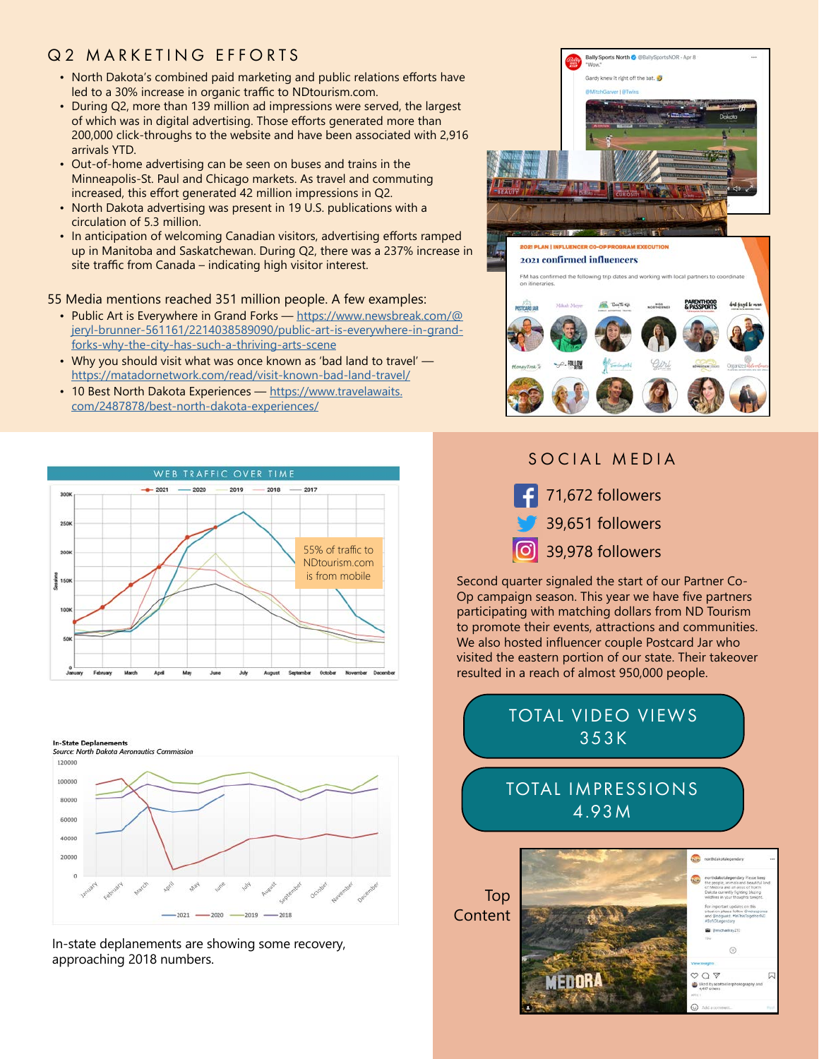## Q2 MARKETING EFFORTS

- North Dakota's combined paid marketing and public relations efforts have led to a 30% increase in organic traffic to NDtourism.com.
- During Q2, more than 139 million ad impressions were served, the largest of which was in digital advertising. Those efforts generated more than 200,000 click-throughs to the website and have been associated with 2,916 arrivals YTD.
- Out-of-home advertising can be seen on buses and trains in the Minneapolis-St. Paul and Chicago markets. As travel and commuting increased, this effort generated 42 million impressions in Q2.
- North Dakota advertising was present in 19 U.S. publications with a circulation of 5.3 million.
- In anticipation of welcoming Canadian visitors, advertising efforts ramped up in Manitoba and Saskatchewan. During Q2, there was a 237% increase in site traffic from Canada – indicating high visitor interest.

55 Media mentions reached 351 million people. A few examples:

- Public Art is Everywhere in Grand Forks — https://www.newsbreak.com/@jeryl-brunner-561161/2214038589090/public-art-is-everywhere-in-grand-forks-why-the-city-has-such-a-thriving-arts-scene
- Why you should visit what was once known as 'bad land to travel' — https://matadornetwork.com/read/visit-known-bad-land-travel/
- 10 Best North Dakota Experiences — https://www.travelawaits.com/2487878/best-north-dakota-experiences/

2021 PLAN | INFLUENCER CO-OP PROGRAM EXECUTION

2021 confirmed influencers

FM has confirmed the following trip dates and working with local partners to coordinate on itineraries.

WEB TRAFFIC OVER TIME

2021 — 2020 — 2019 — 2018 — 2017

Sessions

300K
250K
200K
150K
100K
50K
0

January February March April May June July August September October November December

55% of traffic to NDtourism.com is from mobile

In-State Deplanements
*Source: North Dakota Aeronautics Commission*

120000
100000
80000
60000
40000
20000
0

January February March April May June July August September October November December

2021 2020 2019 2018

In-state deplanements are showing some recovery, approaching 2018 numbers.

## SOCIAL MEDIA

71,672 followers

39,651 followers

39,978 followers

Second quarter signaled the start of our Partner Co-Op campaign season. This year we have five partners participating with matching dollars from ND Tourism to promote their events, attractions and communities. We also hosted influencer couple Postcard Jar who visited the eastern portion of our state. Their takeover resulted in a reach of almost 950,000 people.

TOTAL VIDEO VIEWS
353K

TOTAL IMPRESSIONS
4.93M

Top Content